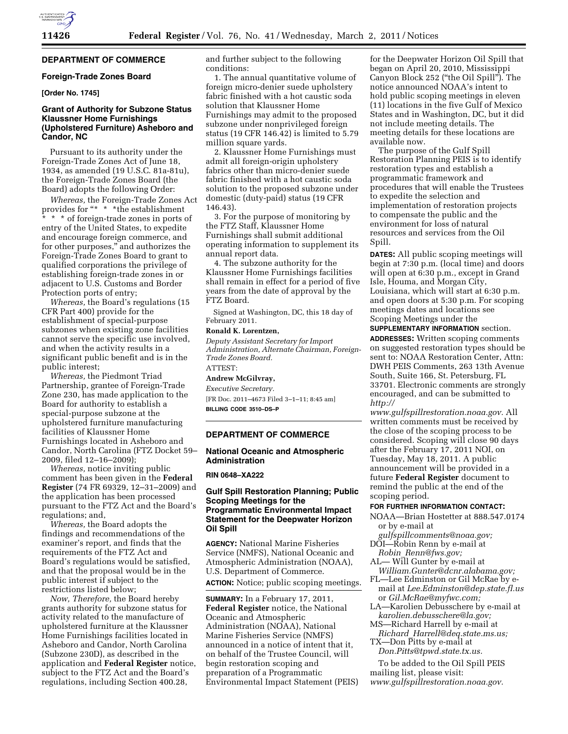## DEPARTMENT OF COMMERCE

### Foreign-Trade Zones Board

**[Order No. 1745]**

### Grant of Authority for Subzone Status Klaussner Home Furnishings (Upholstered Furniture) Asheboro and Candor, NC

Pursuant to its authority under the Foreign-Trade Zones Act of June 18, 1934, as amended (19 U.S.C. 81a-81u), the Foreign-Trade Zones Board (the Board) adopts the following Order:

*Whereas,* the Foreign-Trade Zones Act provides for "* * * the establishment * * * of foreign-trade zones in ports of entry of the United States, to expedite and encourage foreign commerce, and for other purposes," and authorizes the Foreign-Trade Zones Board to grant to qualified corporations the privilege of establishing foreign-trade zones in or adjacent to U.S. Customs and Border Protection ports of entry;

*Whereas,* the Board's regulations (15 CFR Part 400) provide for the establishment of special-purpose subzones when existing zone facilities cannot serve the specific use involved, and when the activity results in a significant public benefit and is in the public interest;

*Whereas,* the Piedmont Triad Partnership, grantee of Foreign-Trade Zone 230, has made application to the Board for authority to establish a special-purpose subzone at the upholstered furniture manufacturing facilities of Klaussner Home Furnishings located in Asheboro and Candor, North Carolina (FTZ Docket 59–2009, filed 12–16–2009);

*Whereas,* notice inviting public comment has been given in the **Federal Register** (74 FR 69329, 12–31–2009) and the application has been processed pursuant to the FTZ Act and the Board's regulations; and,

*Whereas,* the Board adopts the findings and recommendations of the examiner's report, and finds that the requirements of the FTZ Act and Board's regulations would be satisfied, and that the proposal would be in the public interest if subject to the restrictions listed below;

*Now, Therefore,* the Board hereby grants authority for subzone status for activity related to the manufacture of upholstered furniture at the Klaussner Home Furnishings facilities located in Asheboro and Candor, North Carolina (Subzone 230D), as described in the application and **Federal Register** notice, subject to the FTZ Act and the Board's regulations, including Section 400.28, and further subject to the following conditions:

1. The annual quantitative volume of foreign micro-denier suede upholstery fabric finished with a hot caustic soda solution that Klaussner Home Furnishings may admit to the proposed subzone under nonprivileged foreign status (19 CFR 146.42) is limited to 5.79 million square yards.

2. Klaussner Home Furnishings must admit all foreign-origin upholstery fabrics other than micro-denier suede fabric finished with a hot caustic soda solution to the proposed subzone under domestic (duty-paid) status (19 CFR 146.43).

3. For the purpose of monitoring by the FTZ Staff, Klaussner Home Furnishings shall submit additional operating information to supplement its annual report data.

4. The subzone authority for the Klaussner Home Furnishings facilities shall remain in effect for a period of five years from the date of approval by the FTZ Board.

Signed at Washington, DC, this 18 day of February 2011.

**Ronald K. Lorentzen,**

*Deputy Assistant Secretary for Import Administration, Alternate Chairman, Foreign-Trade Zones Board.*

ATTEST:

**Andrew McGilvray,**

*Executive Secretary.*

[FR Doc. 2011–4673 Filed 3–1–11; 8:45 am]

**BILLING CODE 3510–DS–P**

## DEPARTMENT OF COMMERCE

### National Oceanic and Atmospheric Administration

**RIN 0648–XA222**

### Gulf Spill Restoration Planning; Public Scoping Meetings for the Programmatic Environmental Impact Statement for the Deepwater Horizon Oil Spill

**AGENCY:** National Marine Fisheries Service (NMFS), National Oceanic and Atmospheric Administration (NOAA), U.S. Department of Commerce.

**ACTION:** Notice; public scoping meetings.

**SUMMARY:** In a February 17, 2011, **Federal Register** notice, the National Oceanic and Atmospheric Administration (NOAA), National Marine Fisheries Service (NMFS) announced in a notice of intent that it, on behalf of the Trustee Council, will begin restoration scoping and preparation of a Programmatic Environmental Impact Statement (PEIS) for the Deepwater Horizon Oil Spill that began on April 20, 2010, Mississippi Canyon Block 252 ("the Oil Spill"). The notice announced NOAA's intent to hold public scoping meetings in eleven (11) locations in the five Gulf of Mexico States and in Washington, DC, but it did not include meeting details. The meeting details for these locations are available now.

The purpose of the Gulf Spill Restoration Planning PEIS is to identify restoration types and establish a programmatic framework and procedures that will enable the Trustees to expedite the selection and implementation of restoration projects to compensate the public and the environment for loss of natural resources and services from the Oil Spill.

**DATES:** All public scoping meetings will begin at 7:30 p.m. (local time) and doors will open at 6:30 p.m., except in Grand Isle, Houma, and Morgan City, Louisiana, which will start at 6:30 p.m. and open doors at 5:30 p.m. For scoping meetings dates and locations see Scoping Meetings under the **SUPPLEMENTARY INFORMATION** section.

**ADDRESSES:** Written scoping comments on suggested restoration types should be sent to: NOAA Restoration Center, Attn: DWH PEIS Comments, 263 13th Avenue South, Suite 166, St. Petersburg, FL 33701. Electronic comments are strongly encouraged, and can be submitted to *http://www.gulfspillrestoration.noaa.gov.* All written comments must be received by the close of the scoping process to be considered. Scoping will close 90 days after the February 17, 2011 NOI, on Tuesday, May 18, 2011. A public announcement will be provided in a future **Federal Register** document to remind the public at the end of the scoping period.

**FOR FURTHER INFORMATION CONTACT:**

NOAA—Brian Hostetter at 888.547.0174 or by e-mail at *gulfspillcomments@noaa.gov;*

DOI—Robin Renn by e-mail at *Robin_Renn@fws.gov;*

AL—Will Gunter by e-mail at *William.Gunter@dcnr.alabama.gov;*

FL—Lee Edminston or Gil McRae by e-mail at *Lee.Edminston@dep.state.fl.us* or *Gil.McRae@myfwc.com;*

LA—Karolien Debusschere by e-mail at *karolien.debusschere@la.gov;*

MS—Richard Harrell by e-mail at *Richard_Harrell@deq.state.ms.us;*

TX—Don Pitts by e-mail at *Don.Pitts@tpwd.state.tx.us.*

To be added to the Oil Spill PEIS mailing list, please visit: *www.gulfspillrestoration.noaa.gov.*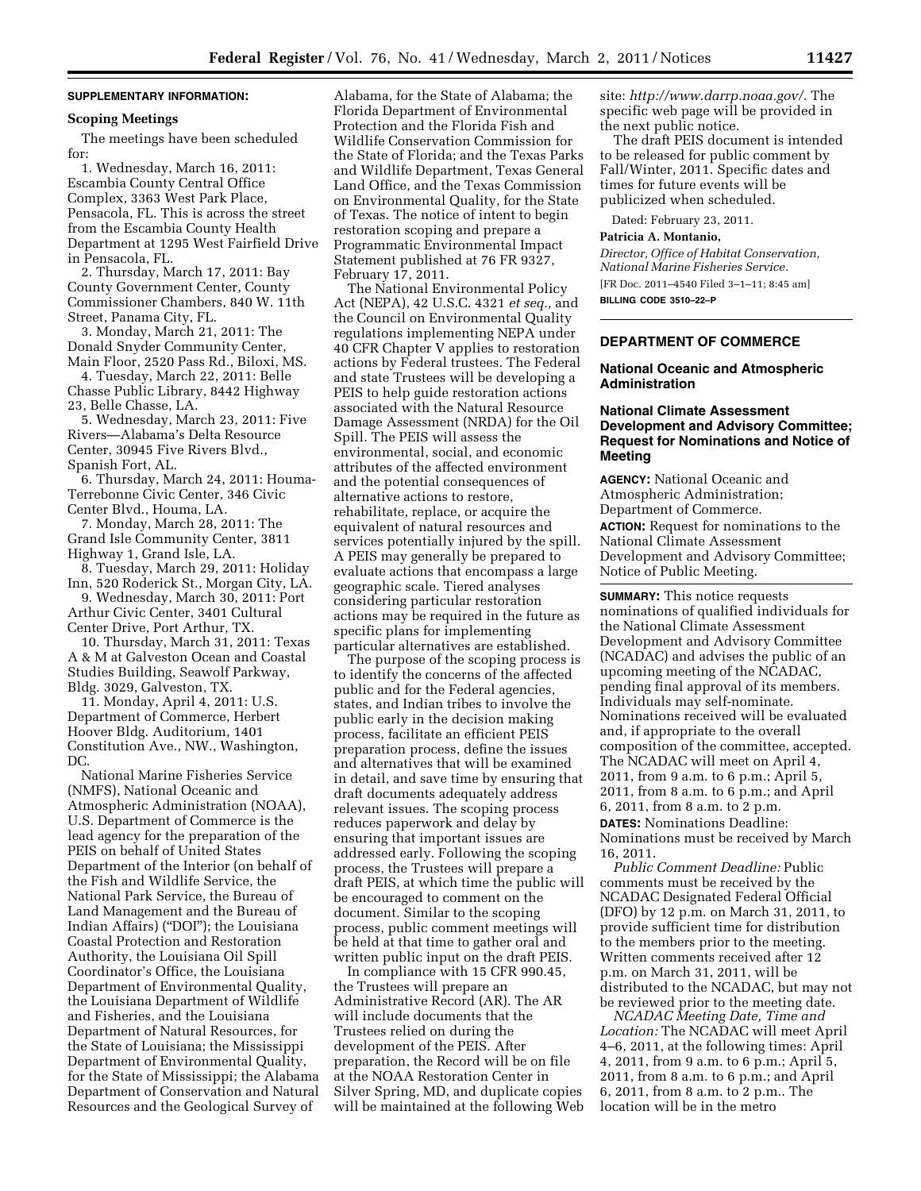**SUPPLEMENTARY INFORMATION:**

## Scoping Meetings

The meetings have been scheduled for:

1. Wednesday, March 16, 2011: Escambia County Central Office Complex, 3363 West Park Place, Pensacola, FL. This is across the street from the Escambia County Health Department at 1295 West Fairfield Drive in Pensacola, FL.
2. Thursday, March 17, 2011: Bay County Government Center, County Commissioner Chambers, 840 W. 11th Street, Panama City, FL.
3. Monday, March 21, 2011: The Donald Snyder Community Center, Main Floor, 2520 Pass Rd., Biloxi, MS.
4. Tuesday, March 22, 2011: Belle Chasse Public Library, 8442 Highway 23, Belle Chasse, LA.
5. Wednesday, March 23, 2011: Five Rivers—Alabama's Delta Resource Center, 30945 Five Rivers Blvd., Spanish Fort, AL.
6. Thursday, March 24, 2011: Houma-Terrebonne Civic Center, 346 Civic Center Blvd., Houma, LA.
7. Monday, March 28, 2011: The Grand Isle Community Center, 3811 Highway 1, Grand Isle, LA.
8. Tuesday, March 29, 2011: Holiday Inn, 520 Roderick St., Morgan City, LA.
9. Wednesday, March 30, 2011: Port Arthur Civic Center, 3401 Cultural Center Drive, Port Arthur, TX.
10. Thursday, March 31, 2011: Texas A & M at Galveston Ocean and Coastal Studies Building, Seawolf Parkway, Bldg. 3029, Galveston, TX.
11. Monday, April 4, 2011: U.S. Department of Commerce, Herbert Hoover Bldg. Auditorium, 1401 Constitution Ave., NW., Washington, DC.

National Marine Fisheries Service (NMFS), National Oceanic and Atmospheric Administration (NOAA), U.S. Department of Commerce is the lead agency for the preparation of the PEIS on behalf of United States Department of the Interior (on behalf of the Fish and Wildlife Service, the National Park Service, the Bureau of Land Management and the Bureau of Indian Affairs) ("DOI"); the Louisiana Coastal Protection and Restoration Authority, the Louisiana Oil Spill Coordinator's Office, the Louisiana Department of Environmental Quality, the Louisiana Department of Wildlife and Fisheries, and the Louisiana Department of Natural Resources, for the State of Louisiana; the Mississippi Department of Environmental Quality, for the State of Mississippi; the Alabama Department of Conservation and Natural Resources and the Geological Survey of Alabama, for the State of Alabama; the Florida Department of Environmental Protection and the Florida Fish and Wildlife Conservation Commission for the State of Florida; and the Texas Parks and Wildlife Department, Texas General Land Office, and the Texas Commission on Environmental Quality, for the State of Texas. The notice of intent to begin restoration scoping and prepare a Programmatic Environmental Impact Statement published at 76 FR 9327, February 17, 2011.

The National Environmental Policy Act (NEPA), 42 U.S.C. 4321 *et seq.,* and the Council on Environmental Quality regulations implementing NEPA under 40 CFR Chapter V applies to restoration actions by Federal trustees. The Federal and state Trustees will be developing a PEIS to help guide restoration actions associated with the Natural Resource Damage Assessment (NRDA) for the Oil Spill. The PEIS will assess the environmental, social, and economic attributes of the affected environment and the potential consequences of alternative actions to restore, rehabilitate, replace, or acquire the equivalent of natural resources and services potentially injured by the spill. A PEIS may generally be prepared to evaluate actions that encompass a large geographic scale. Tiered analyses considering particular restoration actions may be required in the future as specific plans for implementing particular alternatives are established.

The purpose of the scoping process is to identify the concerns of the affected public and for the Federal agencies, states, and Indian tribes to involve the public early in the decision making process, facilitate an efficient PEIS preparation process, define the issues and alternatives that will be examined in detail, and save time by ensuring that draft documents adequately address relevant issues. The scoping process reduces paperwork and delay by ensuring that important issues are addressed early. Following the scoping process, the Trustees will prepare a draft PEIS, at which time the public will be encouraged to comment on the document. Similar to the scoping process, public comment meetings will be held at that time to gather oral and written public input on the draft PEIS.

In compliance with 15 CFR 990.45, the Trustees will prepare an Administrative Record (AR). The AR will include documents that the Trustees relied on during the development of the PEIS. After preparation, the Record will be on file at the NOAA Restoration Center in Silver Spring, MD, and duplicate copies will be maintained at the following Web site: *http://www.darrp.noaa.gov/.* The specific web page will be provided in the next public notice.

The draft PEIS document is intended to be released for public comment by Fall/Winter, 2011. Specific dates and times for future events will be publicized when scheduled.

Dated: February 23, 2011.

**Patricia A. Montanio,**

*Director, Office of Habitat Conservation, National Marine Fisheries Service.*

[FR Doc. 2011–4540 Filed 3–1–11; 8:45 am]

**BILLING CODE 3510–22–P**

---

## DEPARTMENT OF COMMERCE

### National Oceanic and Atmospheric Administration

### National Climate Assessment Development and Advisory Committee; Request for Nominations and Notice of Meeting

**AGENCY:** National Oceanic and Atmospheric Administration; Department of Commerce.

**ACTION:** Request for nominations to the National Climate Assessment Development and Advisory Committee; Notice of Public Meeting.

**SUMMARY:** This notice requests nominations of qualified individuals for the National Climate Assessment Development and Advisory Committee (NCADAC) and advises the public of an upcoming meeting of the NCADAC, pending final approval of its members. Individuals may self-nominate. Nominations received will be evaluated and, if appropriate to the overall composition of the committee, accepted. The NCADAC will meet on April 4, 2011, from 9 a.m. to 6 p.m.; April 5, 2011, from 8 a.m. to 6 p.m.; and April 6, 2011, from 8 a.m. to 2 p.m.

**DATES:** Nominations Deadline: Nominations must be received by March 16, 2011.

*Public Comment Deadline:* Public comments must be received by the NCADAC Designated Federal Official (DFO) by 12 p.m. on March 31, 2011, to provide sufficient time for distribution to the members prior to the meeting. Written comments received after 12 p.m. on March 31, 2011, will be distributed to the NCADAC, but may not be reviewed prior to the meeting date.

*NCADAC Meeting Date, Time and Location:* The NCADAC will meet April 4–6, 2011, at the following times: April 4, 2011, from 9 a.m. to 6 p.m.; April 5, 2011, from 8 a.m. to 6 p.m.; and April 6, 2011, from 8 a.m. to 2 p.m.. The location will be in the metro